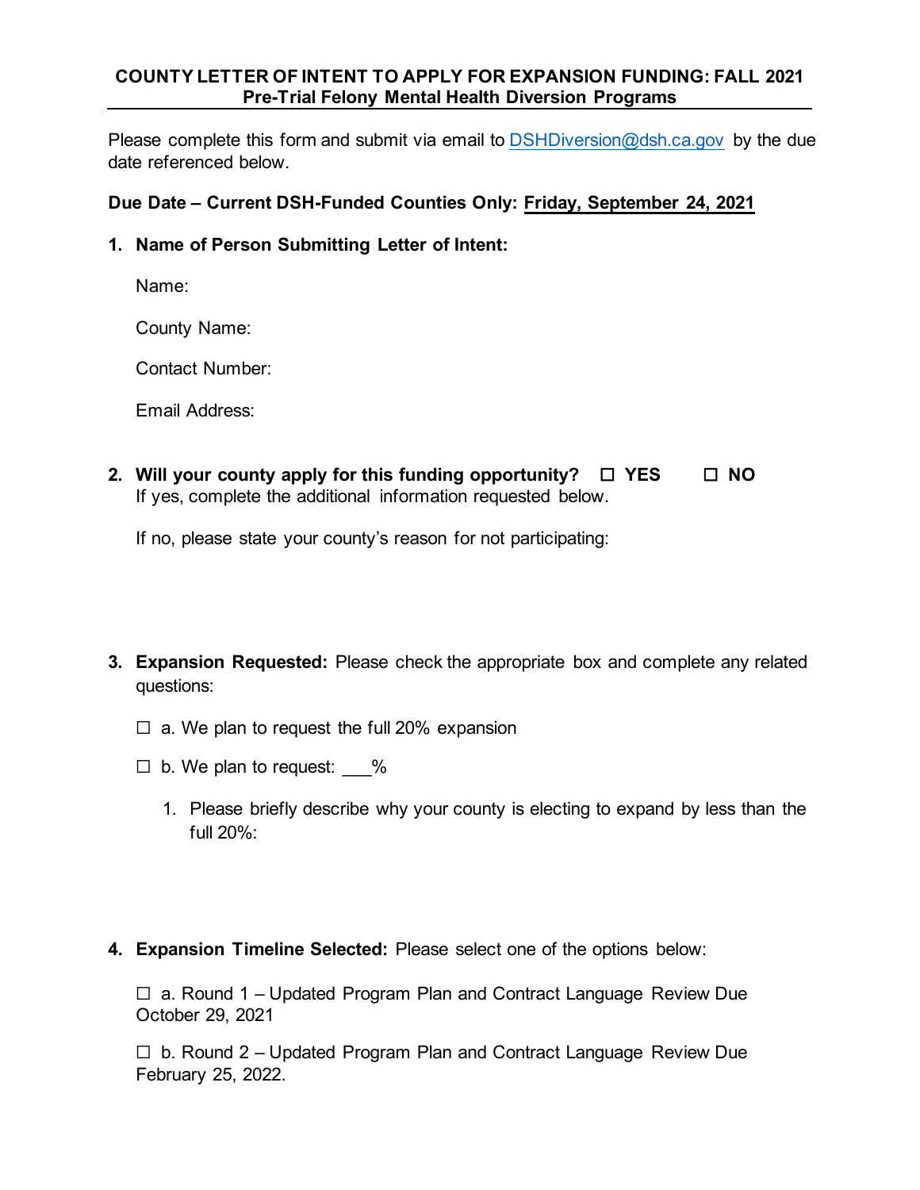# COUNTY LETTER OF INTENT TO APPLY FOR EXPANSION FUNDING: FALL 2021
## Pre-Trial Felony Mental Health Diversion Programs

Please complete this form and submit via email to DSHDiversion@dsh.ca.gov by the due date referenced below.

**Due Date – Current DSH-Funded Counties Only: Friday, September 24, 2021**

1. **Name of Person Submitting Letter of Intent:**

   Name:

   County Name:

   Contact Number:

   Email Address:

2. **Will your county apply for this funding opportunity?** ☐ **YES** ☐ **NO**
   If yes, complete the additional information requested below.

   If no, please state your county's reason for not participating:

3. **Expansion Requested:** Please check the appropriate box and complete any related questions:

   ☐ a. We plan to request the full 20% expansion

   ☐ b. We plan to request: ___%

   1. Please briefly describe why your county is electing to expand by less than the full 20%:

4. **Expansion Timeline Selected:** Please select one of the options below:

   ☐ a. Round 1 – Updated Program Plan and Contract Language Review Due October 29, 2021

   ☐ b. Round 2 – Updated Program Plan and Contract Language Review Due February 25, 2022.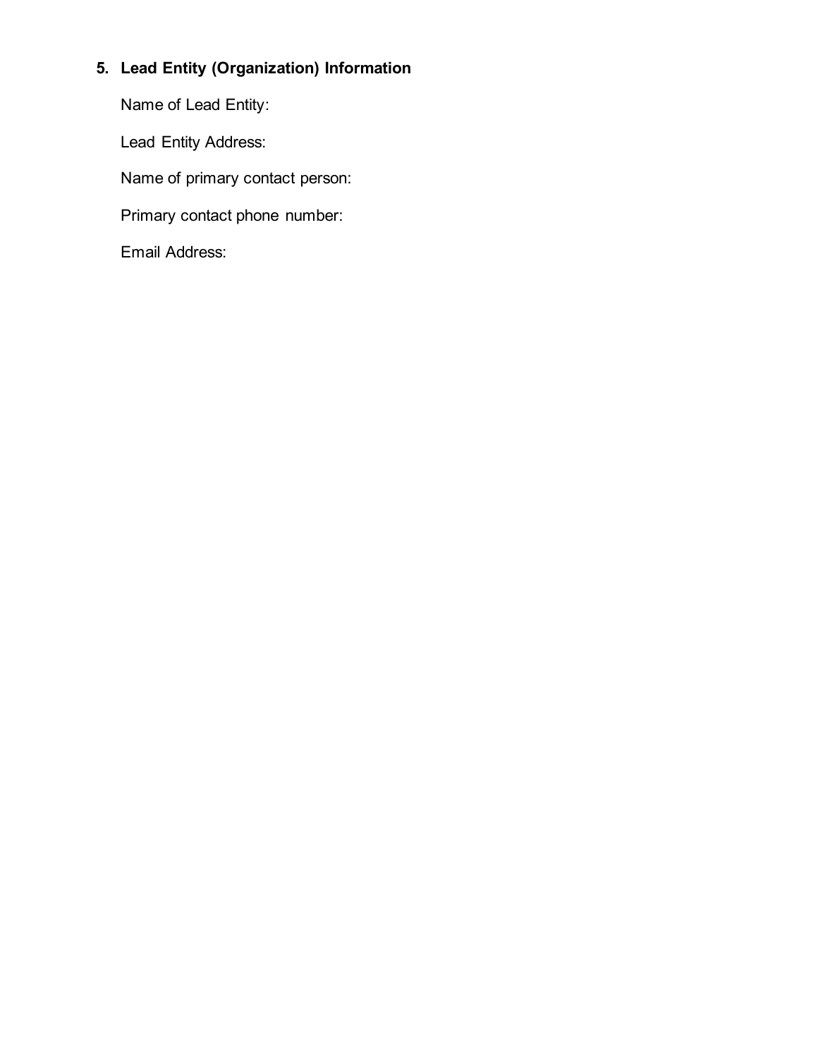5. **Lead Entity (Organization) Information**

   Name of Lead Entity:

   Lead Entity Address:

   Name of primary contact person:

   Primary contact phone number:

   Email Address: